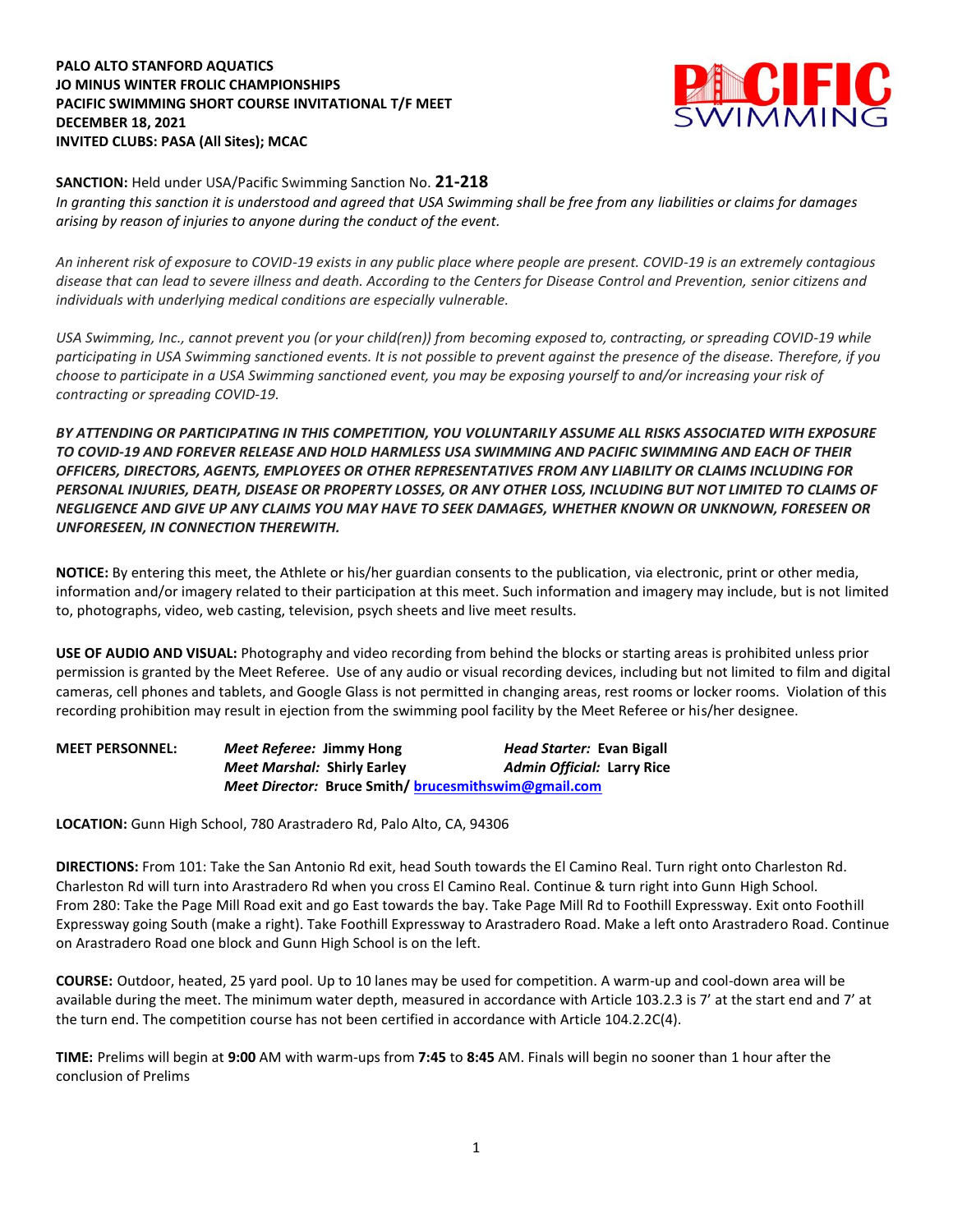**PALO ALTO STANFORD AQUATICS**
**JO MINUS WINTER FROLIC CHAMPIONSHIPS**
**PACIFIC SWIMMING SHORT COURSE INVITATIONAL T/F MEET**
**DECEMBER 18, 2021**
**INVITED CLUBS: PASA (All Sites); MCAC**

**SANCTION:** Held under USA/Pacific Swimming Sanction No. **21-218**
*In granting this sanction it is understood and agreed that USA Swimming shall be free from any liabilities or claims for damages arising by reason of injuries to anyone during the conduct of the event.*

*An inherent risk of exposure to COVID-19 exists in any public place where people are present. COVID-19 is an extremely contagious disease that can lead to severe illness and death. According to the Centers for Disease Control and Prevention, senior citizens and individuals with underlying medical conditions are especially vulnerable.*

*USA Swimming, Inc., cannot prevent you (or your child(ren)) from becoming exposed to, contracting, or spreading COVID-19 while participating in USA Swimming sanctioned events. It is not possible to prevent against the presence of the disease. Therefore, if you choose to participate in a USA Swimming sanctioned event, you may be exposing yourself to and/or increasing your risk of contracting or spreading COVID-19.*

***BY ATTENDING OR PARTICIPATING IN THIS COMPETITION, YOU VOLUNTARILY ASSUME ALL RISKS ASSOCIATED WITH EXPOSURE TO COVID-19 AND FOREVER RELEASE AND HOLD HARMLESS USA SWIMMING AND PACIFIC SWIMMING AND EACH OF THEIR OFFICERS, DIRECTORS, AGENTS, EMPLOYEES OR OTHER REPRESENTATIVES FROM ANY LIABILITY OR CLAIMS INCLUDING FOR PERSONAL INJURIES, DEATH, DISEASE OR PROPERTY LOSSES, OR ANY OTHER LOSS, INCLUDING BUT NOT LIMITED TO CLAIMS OF NEGLIGENCE AND GIVE UP ANY CLAIMS YOU MAY HAVE TO SEEK DAMAGES, WHETHER KNOWN OR UNKNOWN, FORESEEN OR UNFORESEEN, IN CONNECTION THEREWITH.***

**NOTICE:** By entering this meet, the Athlete or his/her guardian consents to the publication, via electronic, print or other media, information and/or imagery related to their participation at this meet. Such information and imagery may include, but is not limited to, photographs, video, web casting, television, psych sheets and live meet results.

**USE OF AUDIO AND VISUAL:** Photography and video recording from behind the blocks or starting areas is prohibited unless prior permission is granted by the Meet Referee. Use of any audio or visual recording devices, including but not limited to film and digital cameras, cell phones and tablets, and Google Glass is not permitted in changing areas, rest rooms or locker rooms. Violation of this recording prohibition may result in ejection from the swimming pool facility by the Meet Referee or his/her designee.

**MEET PERSONNEL:**
***Meet Referee:*** **Jimmy Hong**
***Head Starter:*** **Evan Bigall**
***Meet Marshal:*** **Shirly Earley**
***Admin Official:*** **Larry Rice**
***Meet Director:*** **Bruce Smith/ brucesmithswim@gmail.com**

**LOCATION:** Gunn High School, 780 Arastradero Rd, Palo Alto, CA, 94306

**DIRECTIONS:** From 101: Take the San Antonio Rd exit, head South towards the El Camino Real. Turn right onto Charleston Rd. Charleston Rd will turn into Arastradero Rd when you cross El Camino Real. Continue & turn right into Gunn High School.
From 280: Take the Page Mill Road exit and go East towards the bay. Take Page Mill Rd to Foothill Expressway. Exit onto Foothill Expressway going South (make a right). Take Foothill Expressway to Arastradero Road. Make a left onto Arastradero Road. Continue on Arastradero Road one block and Gunn High School is on the left.

**COURSE:** Outdoor, heated, 25 yard pool. Up to 10 lanes may be used for competition. A warm-up and cool-down area will be available during the meet. The minimum water depth, measured in accordance with Article 103.2.3 is 7' at the start end and 7' at the turn end. The competition course has not been certified in accordance with Article 104.2.2C(4).

**TIME:** Prelims will begin at **9:00** AM with warm-ups from **7:45** to **8:45** AM. Finals will begin no sooner than 1 hour after the conclusion of Prelims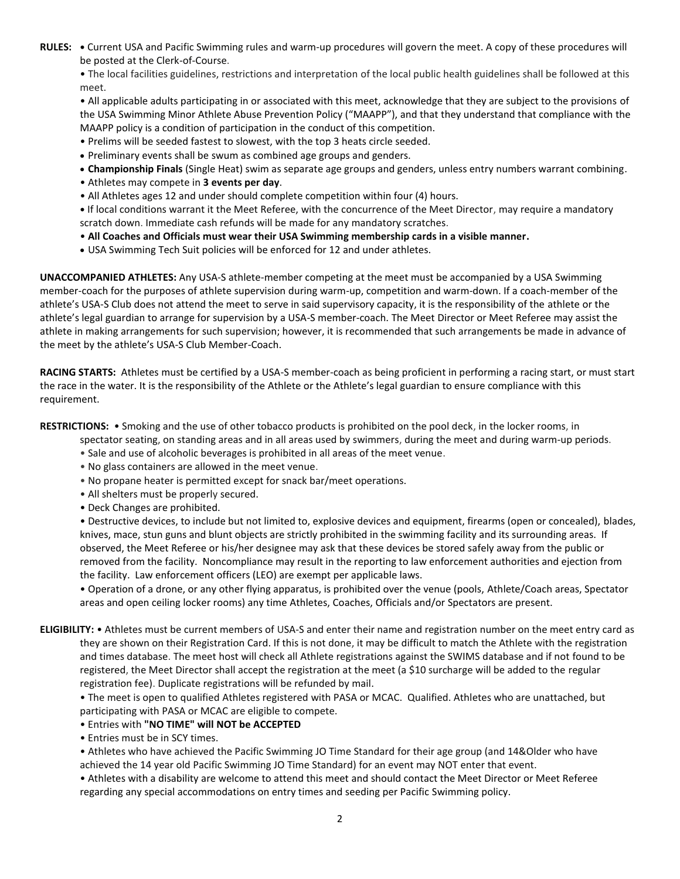**RULES:** • Current USA and Pacific Swimming rules and warm-up procedures will govern the meet. A copy of these procedures will be posted at the Clerk-of-Course.

• The local facilities guidelines, restrictions and interpretation of the local public health guidelines shall be followed at this meet.

• All applicable adults participating in or associated with this meet, acknowledge that they are subject to the provisions of the USA Swimming Minor Athlete Abuse Prevention Policy ("MAAPP"), and that they understand that compliance with the MAAPP policy is a condition of participation in the conduct of this competition.

• Prelims will be seeded fastest to slowest, with the top 3 heats circle seeded.

• Preliminary events shall be swum as combined age groups and genders.

• **Championship Finals** (Single Heat) swim as separate age groups and genders, unless entry numbers warrant combining.

• Athletes may compete in **3 events per day**.

• All Athletes ages 12 and under should complete competition within four (4) hours.

• If local conditions warrant it the Meet Referee, with the concurrence of the Meet Director, may require a mandatory scratch down. Immediate cash refunds will be made for any mandatory scratches.

• **All Coaches and Officials must wear their USA Swimming membership cards in a visible manner.**

• USA Swimming Tech Suit policies will be enforced for 12 and under athletes.

**UNACCOMPANIED ATHLETES:** Any USA-S athlete-member competing at the meet must be accompanied by a USA Swimming member-coach for the purposes of athlete supervision during warm-up, competition and warm-down. If a coach-member of the athlete's USA-S Club does not attend the meet to serve in said supervisory capacity, it is the responsibility of the athlete or the athlete's legal guardian to arrange for supervision by a USA-S member-coach. The Meet Director or Meet Referee may assist the athlete in making arrangements for such supervision; however, it is recommended that such arrangements be made in advance of the meet by the athlete's USA-S Club Member-Coach.

**RACING STARTS:** Athletes must be certified by a USA-S member-coach as being proficient in performing a racing start, or must start the race in the water. It is the responsibility of the Athlete or the Athlete's legal guardian to ensure compliance with this requirement.

**RESTRICTIONS:** • Smoking and the use of other tobacco products is prohibited on the pool deck, in the locker rooms, in spectator seating, on standing areas and in all areas used by swimmers, during the meet and during warm-up periods.

• Sale and use of alcoholic beverages is prohibited in all areas of the meet venue.

• No glass containers are allowed in the meet venue.

• No propane heater is permitted except for snack bar/meet operations.

• All shelters must be properly secured.

• Deck Changes are prohibited.

• Destructive devices, to include but not limited to, explosive devices and equipment, firearms (open or concealed), blades, knives, mace, stun guns and blunt objects are strictly prohibited in the swimming facility and its surrounding areas. If observed, the Meet Referee or his/her designee may ask that these devices be stored safely away from the public or removed from the facility. Noncompliance may result in the reporting to law enforcement authorities and ejection from the facility. Law enforcement officers (LEO) are exempt per applicable laws.

• Operation of a drone, or any other flying apparatus, is prohibited over the venue (pools, Athlete/Coach areas, Spectator areas and open ceiling locker rooms) any time Athletes, Coaches, Officials and/or Spectators are present.

**ELIGIBILITY:** • Athletes must be current members of USA-S and enter their name and registration number on the meet entry card as they are shown on their Registration Card. If this is not done, it may be difficult to match the Athlete with the registration and times database. The meet host will check all Athlete registrations against the SWIMS database and if not found to be registered, the Meet Director shall accept the registration at the meet (a $10 surcharge will be added to the regular registration fee). Duplicate registrations will be refunded by mail.

• The meet is open to qualified Athletes registered with PASA or MCAC. Qualified. Athletes who are unattached, but participating with PASA or MCAC are eligible to compete.

• Entries with **"NO TIME" will NOT be ACCEPTED**

• Entries must be in SCY times.

• Athletes who have achieved the Pacific Swimming JO Time Standard for their age group (and 14&Older who have achieved the 14 year old Pacific Swimming JO Time Standard) for an event may NOT enter that event.

• Athletes with a disability are welcome to attend this meet and should contact the Meet Director or Meet Referee regarding any special accommodations on entry times and seeding per Pacific Swimming policy.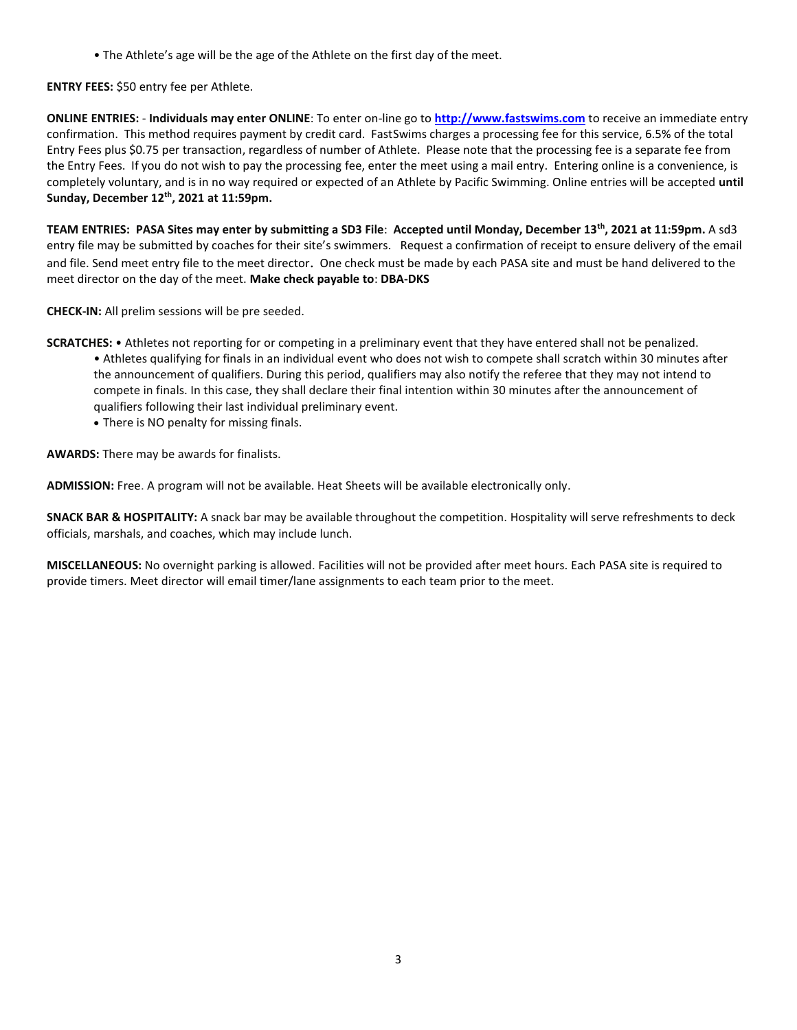• The Athlete's age will be the age of the Athlete on the first day of the meet.

**ENTRY FEES:** $50 entry fee per Athlete.

**ONLINE ENTRIES:** - **Individuals may enter ONLINE**: To enter on-line go to **[http://www.fastswims.com](http://www.fastswims.com)** to receive an immediate entry confirmation. This method requires payment by credit card. FastSwims charges a processing fee for this service, 6.5% of the total Entry Fees plus $0.75 per transaction, regardless of number of Athlete. Please note that the processing fee is a separate fee from the Entry Fees. If you do not wish to pay the processing fee, enter the meet using a mail entry. Entering online is a convenience, is completely voluntary, and is in no way required or expected of an Athlete by Pacific Swimming. Online entries will be accepted **until Sunday, December 12th, 2021 at 11:59pm.**

**TEAM ENTRIES: PASA Sites may enter by submitting a SD3 File**: **Accepted until Monday, December 13th, 2021 at 11:59pm.** A sd3 entry file may be submitted by coaches for their site's swimmers. Request a confirmation of receipt to ensure delivery of the email and file. Send meet entry file to the meet director**.** One check must be made by each PASA site and must be hand delivered to the meet director on the day of the meet. **Make check payable to**: **DBA-DKS**

**CHECK-IN:** All prelim sessions will be pre seeded.

**SCRATCHES:** • Athletes not reporting for or competing in a preliminary event that they have entered shall not be penalized.

- Athletes qualifying for finals in an individual event who does not wish to compete shall scratch within 30 minutes after the announcement of qualifiers. During this period, qualifiers may also notify the referee that they may not intend to compete in finals. In this case, they shall declare their final intention within 30 minutes after the announcement of qualifiers following their last individual preliminary event.
- There is NO penalty for missing finals.

**AWARDS:** There may be awards for finalists.

**ADMISSION:** Free. A program will not be available. Heat Sheets will be available electronically only.

**SNACK BAR & HOSPITALITY:** A snack bar may be available throughout the competition. Hospitality will serve refreshments to deck officials, marshals, and coaches, which may include lunch.

**MISCELLANEOUS:** No overnight parking is allowed. Facilities will not be provided after meet hours. Each PASA site is required to provide timers. Meet director will email timer/lane assignments to each team prior to the meet.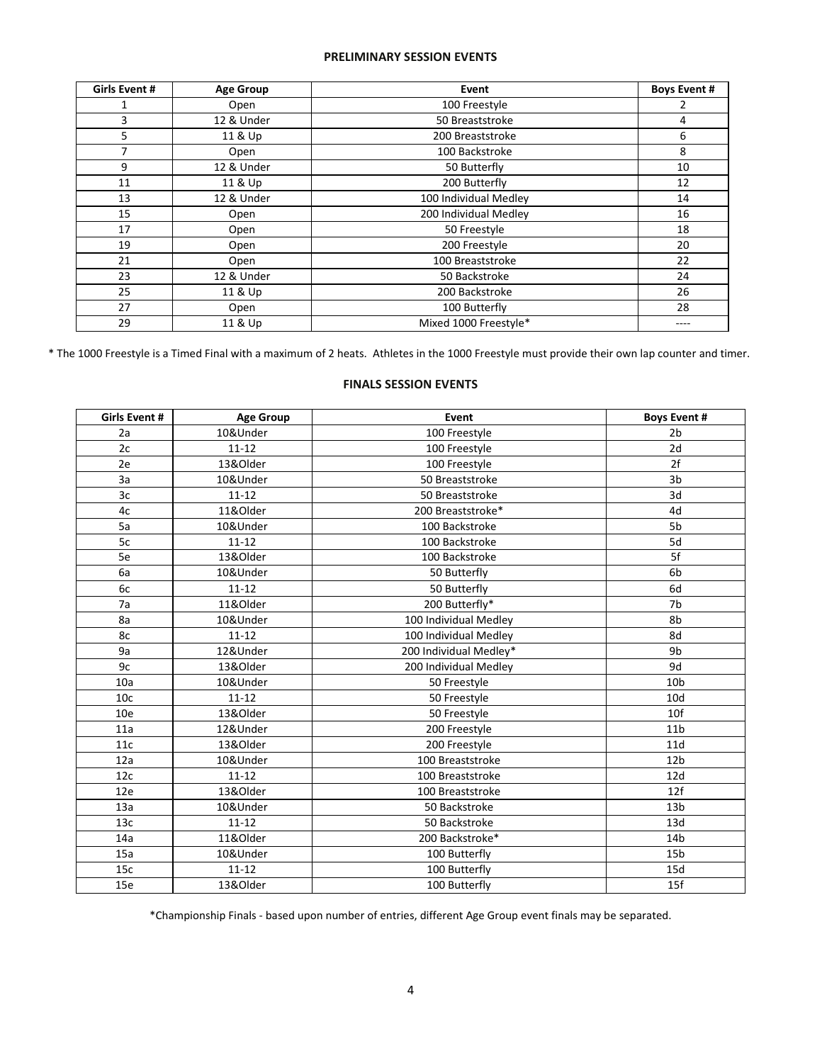**PRELIMINARY SESSION EVENTS**

| Girls Event # | Age Group | Event | Boys Event # |
|---|---|---|---|
| 1 | Open | 100 Freestyle | 2 |
| 3 | 12 & Under | 50 Breaststroke | 4 |
| 5 | 11 & Up | 200 Breaststroke | 6 |
| 7 | Open | 100 Backstroke | 8 |
| 9 | 12 & Under | 50 Butterfly | 10 |
| 11 | 11 & Up | 200 Butterfly | 12 |
| 13 | 12 & Under | 100 Individual Medley | 14 |
| 15 | Open | 200 Individual Medley | 16 |
| 17 | Open | 50 Freestyle | 18 |
| 19 | Open | 200 Freestyle | 20 |
| 21 | Open | 100 Breaststroke | 22 |
| 23 | 12 & Under | 50 Backstroke | 24 |
| 25 | 11 & Up | 200 Backstroke | 26 |
| 27 | Open | 100 Butterfly | 28 |
| 29 | 11 & Up | Mixed 1000 Freestyle* | ---- |

* The 1000 Freestyle is a Timed Final with a maximum of 2 heats. Athletes in the 1000 Freestyle must provide their own lap counter and timer.

**FINALS SESSION EVENTS**

| Girls Event # | Age Group | Event | Boys Event # |
|---|---|---|---|
| 2a | 10&Under | 100 Freestyle | 2b |
| 2c | 11-12 | 100 Freestyle | 2d |
| 2e | 13&Older | 100 Freestyle | 2f |
| 3a | 10&Under | 50 Breaststroke | 3b |
| 3c | 11-12 | 50 Breaststroke | 3d |
| 4c | 11&Older | 200 Breaststroke* | 4d |
| 5a | 10&Under | 100 Backstroke | 5b |
| 5c | 11-12 | 100 Backstroke | 5d |
| 5e | 13&Older | 100 Backstroke | 5f |
| 6a | 10&Under | 50 Butterfly | 6b |
| 6c | 11-12 | 50 Butterfly | 6d |
| 7a | 11&Older | 200 Butterfly* | 7b |
| 8a | 10&Under | 100 Individual Medley | 8b |
| 8c | 11-12 | 100 Individual Medley | 8d |
| 9a | 12&Under | 200 Individual Medley* | 9b |
| 9c | 13&Older | 200 Individual Medley | 9d |
| 10a | 10&Under | 50 Freestyle | 10b |
| 10c | 11-12 | 50 Freestyle | 10d |
| 10e | 13&Older | 50 Freestyle | 10f |
| 11a | 12&Under | 200 Freestyle | 11b |
| 11c | 13&Older | 200 Freestyle | 11d |
| 12a | 10&Under | 100 Breaststroke | 12b |
| 12c | 11-12 | 100 Breaststroke | 12d |
| 12e | 13&Older | 100 Breaststroke | 12f |
| 13a | 10&Under | 50 Backstroke | 13b |
| 13c | 11-12 | 50 Backstroke | 13d |
| 14a | 11&Older | 200 Backstroke* | 14b |
| 15a | 10&Under | 100 Butterfly | 15b |
| 15c | 11-12 | 100 Butterfly | 15d |
| 15e | 13&Older | 100 Butterfly | 15f |

*Championship Finals - based upon number of entries, different Age Group event finals may be separated.